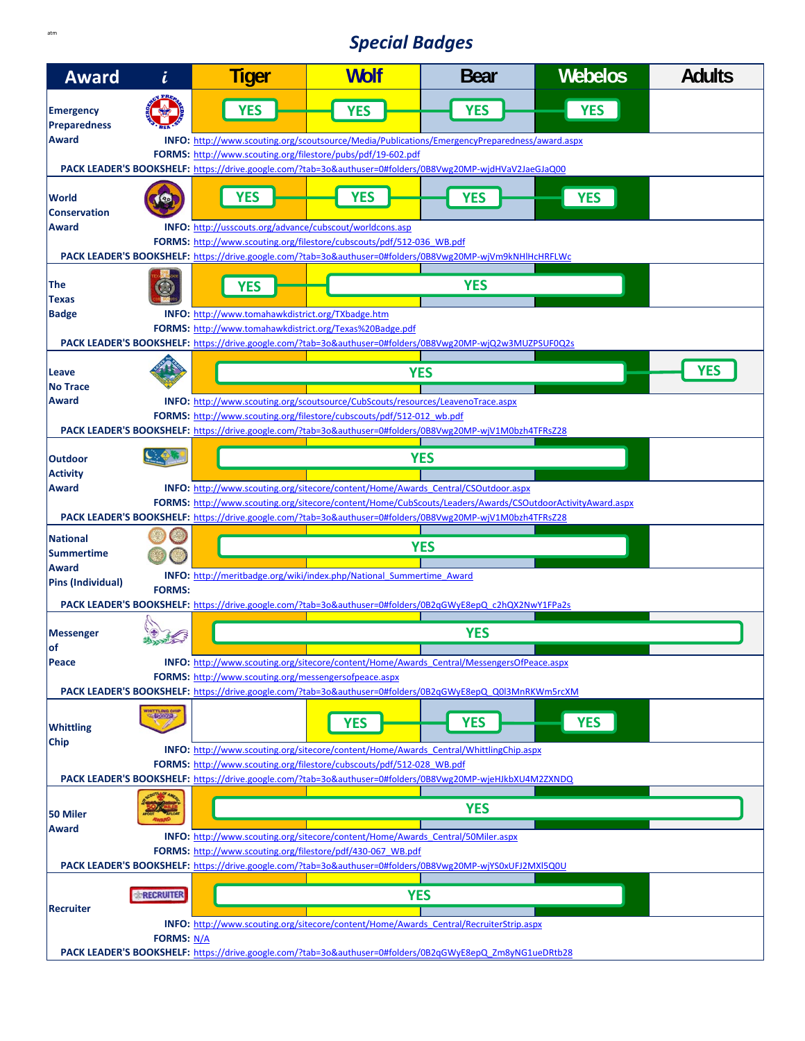atm

# *Special Badges*

| Award | Tiger | Wolf | Bear | Webelos | Adults |
|---|---|---|---|---|---|
| **Emergency Preparedness Award** | YES | YES | YES | YES | |
| **World Conservation Award** | YES | YES | YES | YES | |
| **The Texas Badge** | YES | YES | YES | | |
| **Leave No Trace Award** | YES | YES | YES | YES | YES |
| **Outdoor Activity Award** | YES | YES | YES | YES | |
| **National Summertime Award Pins (Individual)** | YES | YES | YES | YES | |
| **Messenger of Peace** | YES | YES | YES | YES | YES |
| **Whittling Chip** | | YES | YES | YES | |
| **50 Miler Award** | YES | YES | YES | YES | YES |
| **Recruiter** | YES | YES | YES | YES | |

## Emergency Preparedness Award

**INFO:** http://www.scouting.org/scoutsource/Media/Publications/EmergencyPreparedness/award.aspx
**FORMS:** http://www.scouting.org/filestore/pubs/pdf/19-602.pdf
**PACK LEADER'S BOOKSHELF:** https://drive.google.com/?tab=3o&authuser=0#folders/0B8Vwg20MP-wjdHVaV2JaeGJaQ00

## World Conservation Award

**INFO:** http://usscouts.org/advance/cubscout/worldcons.asp
**FORMS:** http://www.scouting.org/filestore/cubscouts/pdf/512-036_WB.pdf
**PACK LEADER'S BOOKSHELF:** https://drive.google.com/?tab=3o&authuser=0#folders/0B8Vwg20MP-wjVm9kNHlHcHRFLWc

## The Texas Badge

**INFO:** http://www.tomahawkdistrict.org/TXbadge.htm
**FORMS:** http://www.tomahawkdistrict.org/Texas%20Badge.pdf
**PACK LEADER'S BOOKSHELF:** https://drive.google.com/?tab=3o&authuser=0#folders/0B8Vwg20MP-wjQ2w3MUZPSUF0Q2s

## Leave No Trace Award

**INFO:** http://www.scouting.org/scoutsource/CubScouts/resources/LeavenoTrace.aspx
**FORMS:** http://www.scouting.org/filestore/cubscouts/pdf/512-012_wb.pdf
**PACK LEADER'S BOOKSHELF:** https://drive.google.com/?tab=3o&authuser=0#folders/0B8Vwg20MP-wjV1M0bzh4TFRsZ28

## Outdoor Activity Award

**INFO:** http://www.scouting.org/sitecore/content/Home/Awards_Central/CSOutdoor.aspx
**FORMS:** http://www.scouting.org/sitecore/content/Home/CubScouts/Leaders/Awards/CSOutdoorActivityAward.aspx
**PACK LEADER'S BOOKSHELF:** https://drive.google.com/?tab=3o&authuser=0#folders/0B8Vwg20MP-wjV1M0bzh4TFRsZ28

## National Summertime Award Pins (Individual)

**INFO:** http://meritbadge.org/wiki/index.php/National_Summertime_Award
**FORMS:**
**PACK LEADER'S BOOKSHELF:** https://drive.google.com/?tab=3o&authuser=0#folders/0B2qGWyE8epQ_c2hQX2NwY1FPa2s

## Messenger of Peace

**INFO:** http://www.scouting.org/sitecore/content/Home/Awards_Central/MessengersOfPeace.aspx
**FORMS:** http://www.scouting.org/messengersofpeace.aspx
**PACK LEADER'S BOOKSHELF:** https://drive.google.com/?tab=3o&authuser=0#folders/0B2qGWyE8epQ_Q0l3MnRKWm5rcXM

## Whittling Chip

**INFO:** http://www.scouting.org/sitecore/content/Home/Awards_Central/WhittlingChip.aspx
**FORMS:** http://www.scouting.org/filestore/cubscouts/pdf/512-028_WB.pdf
**PACK LEADER'S BOOKSHELF:** https://drive.google.com/?tab=3o&authuser=0#folders/0B8Vwg20MP-wjeHJkbXU4M2ZXNDQ

## 50 Miler Award

**INFO:** http://www.scouting.org/sitecore/content/Home/Awards_Central/50Miler.aspx
**FORMS:** http://www.scouting.org/filestore/pdf/430-067_WB.pdf
**PACK LEADER'S BOOKSHELF:** https://drive.google.com/?tab=3o&authuser=0#folders/0B8Vwg20MP-wjYS0xUFJ2MXl5Q0U

## Recruiter

**INFO:** http://www.scouting.org/sitecore/content/Home/Awards_Central/RecruiterStrip.aspx
**FORMS:** N/A
**PACK LEADER'S BOOKSHELF:** https://drive.google.com/?tab=3o&authuser=0#folders/0B2qGWyE8epQ_Zm8yNG1ueDRtb28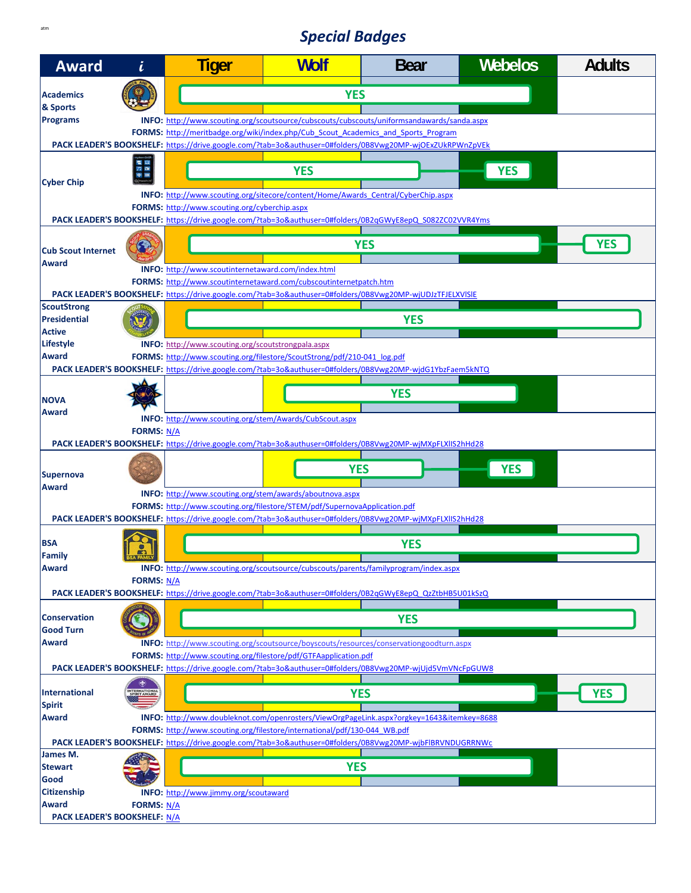atm

# *Special Badges*

| Award | Tiger | Wolf | Bear | Webelos | Adults |
|---|---|---|---|---|---|
| Academics & Sports Programs | YES | YES | YES | YES | |
| Cyber Chip | YES | YES | YES | YES | |
| Cub Scout Internet Award | YES | YES | YES | YES | YES |
| ScoutStrong Presidential Active Lifestyle Award | YES | YES | YES | YES | YES |
| NOVA Award | | YES | YES | YES | |
| Supernova Award | | YES | YES | YES | |
| BSA Family Award | YES | YES | YES | YES | YES |
| Conservation Good Turn Award | YES | YES | YES | YES | YES |
| International Spirit Award | YES | YES | YES | YES | YES |
| James M. Stewart Good Citizenship Award | YES | YES | YES | YES | |

**Academics & Sports Programs**
- **INFO:** http://www.scouting.org/scoutsource/cubscouts/cubscouts/uniformsandawards/sanda.aspx
- **FORMS:** http://meritbadge.org/wiki/index.php/Cub_Scout_Academics_and_Sports_Program
- **PACK LEADER'S BOOKSHELF:** https://drive.google.com/?tab=3o&authuser=0#folders/0B8Vwg20MP-wjOExZUkRPWnZpVEk

**Cyber Chip**
- **INFO:** http://www.scouting.org/sitecore/content/Home/Awards_Central/CyberChip.aspx
- **FORMS:** http://www.scouting.org/cyberchip.aspx
- **PACK LEADER'S BOOKSHELF:** https://drive.google.com/?tab=3o&authuser=0#folders/0B2qGWyE8epQ_S082ZC02VVR4Yms

**Cub Scout Internet Award**
- **INFO:** http://www.scoutinternetaward.com/index.html
- **FORMS:** http://www.scoutinternetaward.com/cubscoutinternetpatch.htm
- **PACK LEADER'S BOOKSHELF:** https://drive.google.com/?tab=3o&authuser=0#folders/0B8Vwg20MP-wjUDJzTFJELXVlSlE

**ScoutStrong Presidential Active Lifestyle Award**
- **INFO:** http://www.scouting.org/scoutstrongpala.aspx
- **FORMS:** http://www.scouting.org/filestore/ScoutStrong/pdf/210-041_log.pdf
- **PACK LEADER'S BOOKSHELF:** https://drive.google.com/?tab=3o&authuser=0#folders/0B8Vwg20MP-wjdG1YbzFaem5kNTQ

**NOVA Award**
- **INFO:** http://www.scouting.org/stem/Awards/CubScout.aspx
- **FORMS:** N/A
- **PACK LEADER'S BOOKSHELF:** https://drive.google.com/?tab=3o&authuser=0#folders/0B8Vwg20MP-wjMXpFLXlIS2hHd28

**Supernova Award**
- **INFO:** http://www.scouting.org/stem/awards/aboutnova.aspx
- **FORMS:** http://www.scouting.org/filestore/STEM/pdf/SupernovaApplication.pdf
- **PACK LEADER'S BOOKSHELF:** https://drive.google.com/?tab=3o&authuser=0#folders/0B8Vwg20MP-wjMXpFLXlIS2hHd28

**BSA Family Award**
- **INFO:** http://www.scouting.org/scoutsource/cubscouts/parents/familyprogram/index.aspx
- **FORMS:** N/A
- **PACK LEADER'S BOOKSHELF:** https://drive.google.com/?tab=3o&authuser=0#folders/0B2qGWyE8epQ_QzZtbHB5U01kSzQ

**Conservation Good Turn Award**
- **INFO:** http://www.scouting.org/scoutsource/boyscouts/resources/conservationgoodturn.aspx
- **FORMS:** http://www.scouting.org/filestore/pdf/GTFAapplication.pdf
- **PACK LEADER'S BOOKSHELF:** https://drive.google.com/?tab=3o&authuser=0#folders/0B8Vwg20MP-wjUjd5VmVNcFpGUW8

**International Spirit Award**
- **INFO:** http://www.doubleknot.com/openrosters/ViewOrgPageLink.aspx?orgkey=1643&itemkey=8688
- **FORMS:** http://www.scouting.org/filestore/international/pdf/130-044_WB.pdf
- **PACK LEADER'S BOOKSHELF:** https://drive.google.com/?tab=3o&authuser=0#folders/0B8Vwg20MP-wjbFlBRVNDUGRRNWc

**James M. Stewart Good Citizenship Award**
- **INFO:** http://www.jimmy.org/scoutaward
- **FORMS:** N/A
- **PACK LEADER'S BOOKSHELF:** N/A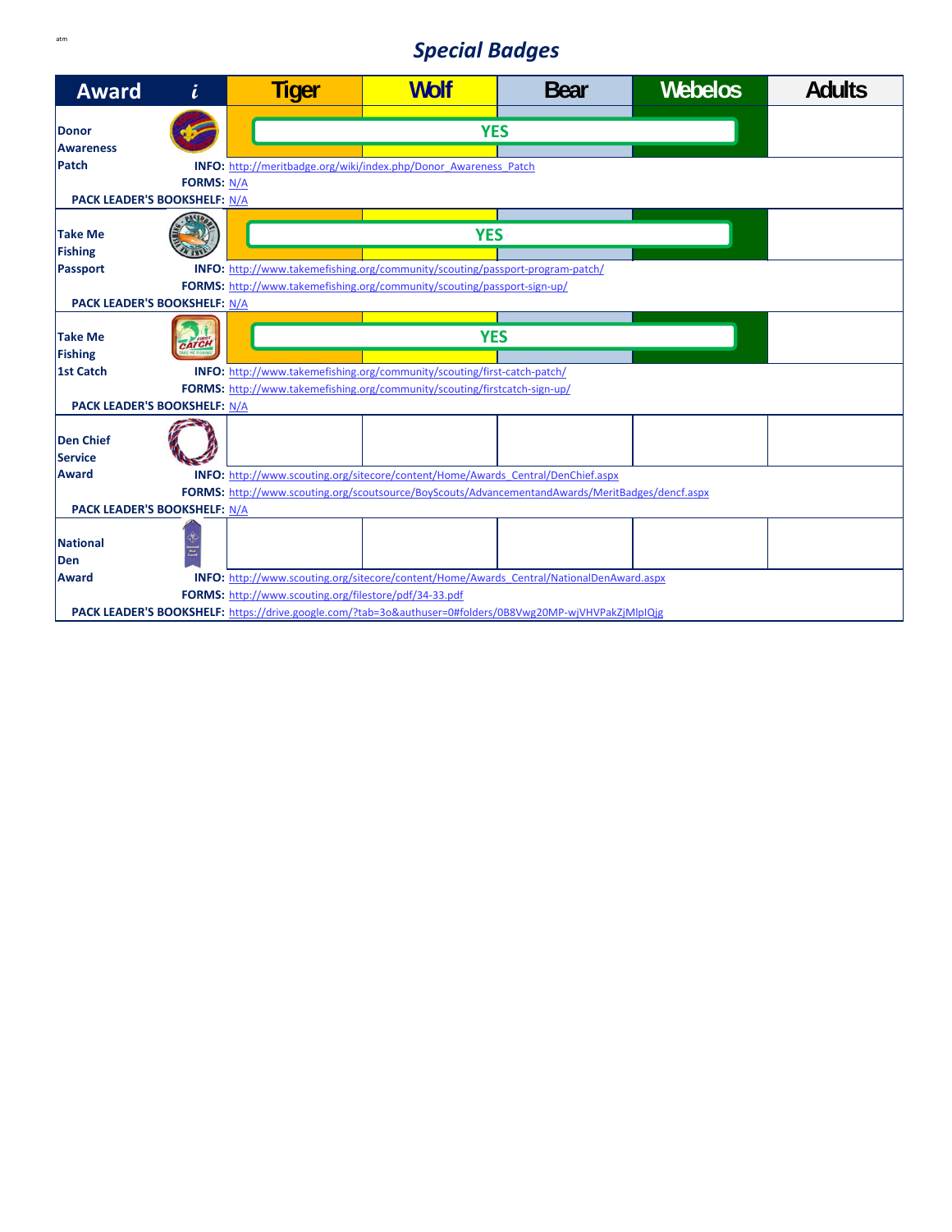atm

## Special Badges

| Award | i | Tiger | Wolf | Bear | Webelos | Adults |
|---|---|---|---|---|---|---|
| Donor Awareness Patch | | YES | YES | YES | YES | |
| Take Me Fishing Passport | | YES | YES | YES | YES | |
| Take Me Fishing 1st Catch | | YES | YES | YES | YES | |
| Den Chief Service Award | | | | | | |
| National Den Award | | | | | | |

**Donor Awareness Patch**

**INFO:** http://meritbadge.org/wiki/index.php/Donor_Awareness_Patch
**FORMS:** N/A
**PACK LEADER'S BOOKSHELF:** N/A

**Take Me Fishing Passport**

**INFO:** http://www.takemefishing.org/community/scouting/passport-program-patch/
**FORMS:** http://www.takemefishing.org/community/scouting/passport-sign-up/
**PACK LEADER'S BOOKSHELF:** N/A

**Take Me Fishing 1st Catch**

**INFO:** http://www.takemefishing.org/community/scouting/first-catch-patch/
**FORMS:** http://www.takemefishing.org/community/scouting/firstcatch-sign-up/
**PACK LEADER'S BOOKSHELF:** N/A

**Den Chief Service Award**

**INFO:** http://www.scouting.org/sitecore/content/Home/Awards_Central/DenChief.aspx
**FORMS:** http://www.scouting.org/scoutsource/BoyScouts/AdvancementandAwards/MeritBadges/dencf.aspx
**PACK LEADER'S BOOKSHELF:** N/A

**National Den Award**

**INFO:** http://www.scouting.org/sitecore/content/Home/Awards_Central/NationalDenAward.aspx
**FORMS:** http://www.scouting.org/filestore/pdf/34-33.pdf
**PACK LEADER'S BOOKSHELF:** https://drive.google.com/?tab=3o&authuser=0#folders/0B8Vwg20MP-wjVHVPakZjMlpIQjg